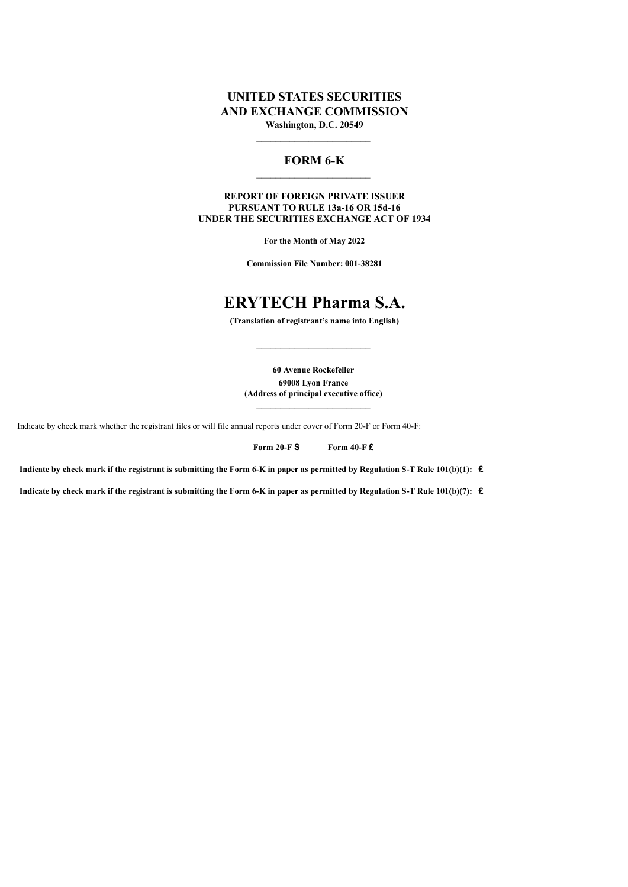# UNITED STATES SECURITIES AND EXCHANGE COMMISSION

**Washington, D.C. 20549**

---

## FORM 6-K

---

**REPORT OF FOREIGN PRIVATE ISSUER PURSUANT TO RULE 13a-16 OR 15d-16 UNDER THE SECURITIES EXCHANGE ACT OF 1934**

**For the Month of May 2022**

**Commission File Number: 001-38281**

# ERYTECH Pharma S.A.

**(Translation of registrant's name into English)**

---

**60 Avenue Rockefeller**
**69008 Lyon France**
**(Address of principal executive office)**

---

Indicate by check mark whether the registrant files or will file annual reports under cover of Form 20-F or Form 40-F:

**Form 20-F** S **Form 40-F** £

**Indicate by check mark if the registrant is submitting the Form 6-K in paper as permitted by Regulation S-T Rule 101(b)(1):** £

**Indicate by check mark if the registrant is submitting the Form 6-K in paper as permitted by Regulation S-T Rule 101(b)(7):** £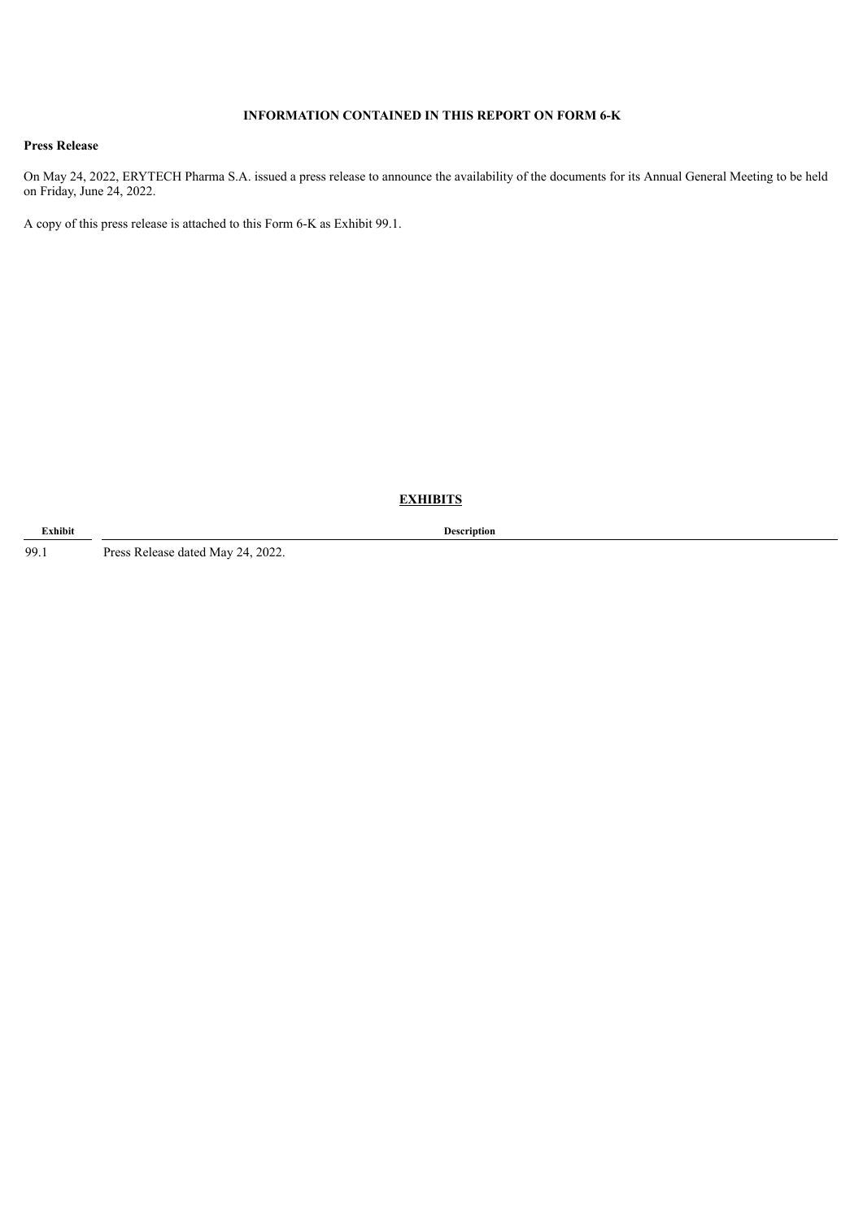**INFORMATION CONTAINED IN THIS REPORT ON FORM 6-K**

**Press Release**

On May 24, 2022, ERYTECH Pharma S.A. issued a press release to announce the availability of the documents for its Annual General Meeting to be held on Friday, June 24, 2022.

A copy of this press release is attached to this Form 6-K as Exhibit 99.1.

**EXHIBITS**

| Exhibit | Description |
|---|---|
| 99.1 | Press Release dated May 24, 2022. |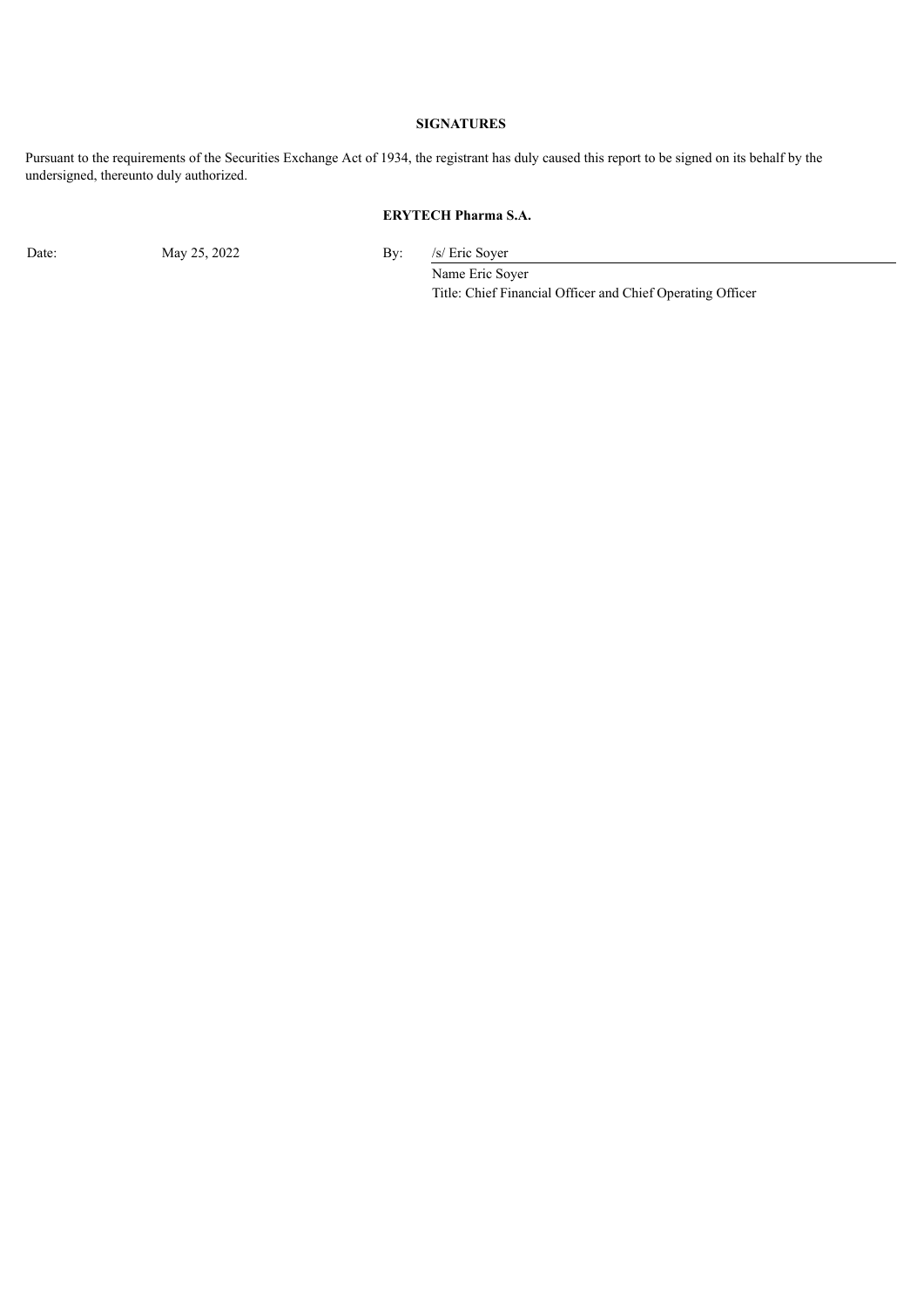**SIGNATURES**

Pursuant to the requirements of the Securities Exchange Act of 1934, the registrant has duly caused this report to be signed on its behalf by the undersigned, thereunto duly authorized.

**ERYTECH Pharma S.A.**

| | | | |
|---|---|---|---|
| Date: | May 25, 2022 | By: | /s/ Eric Soyer |
| | | | Name Eric Soyer |
| | | | Title: Chief Financial Officer and Chief Operating Officer |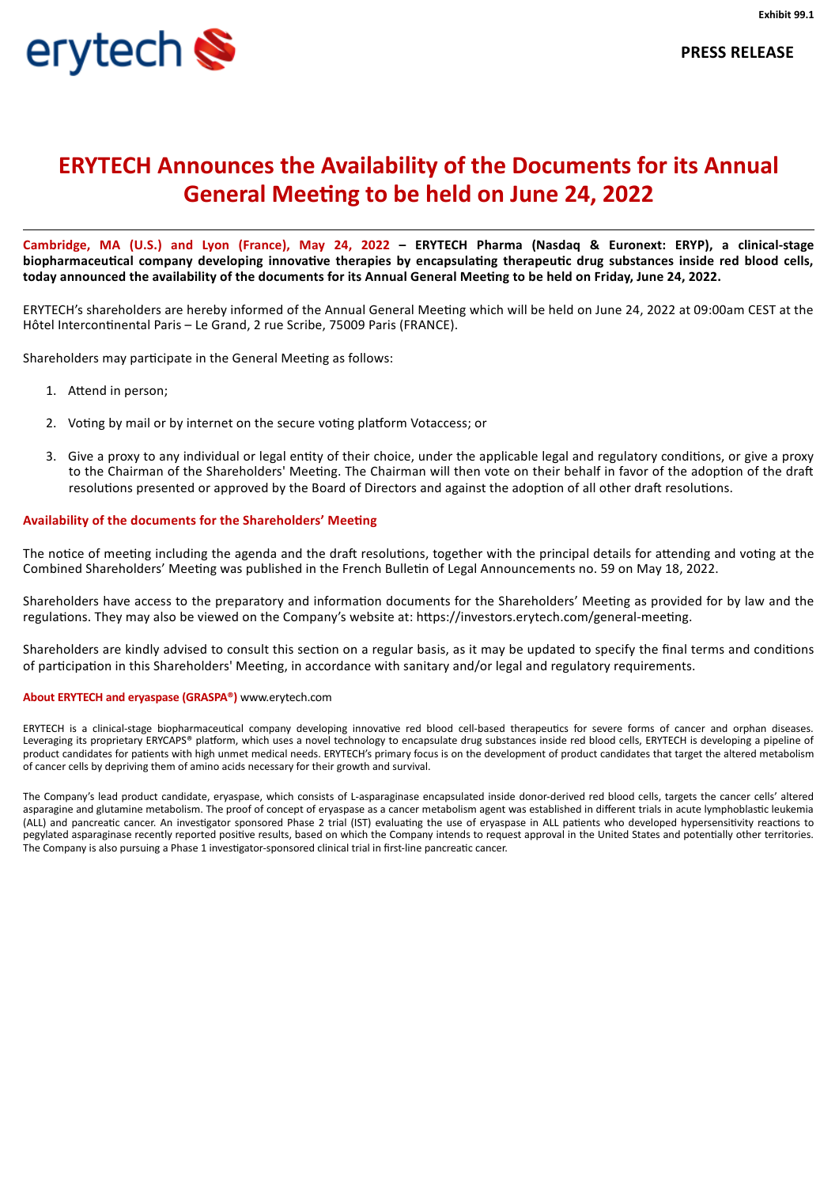Exhibit 99.1

PRESS RELEASE

# ERYTECH Announces the Availability of the Documents for its Annual General Meeting to be held on June 24, 2022

**Cambridge, MA (U.S.) and Lyon (France), May 24, 2022 – ERYTECH Pharma (Nasdaq & Euronext: ERYP), a clinical-stage biopharmaceutical company developing innovative therapies by encapsulating therapeutic drug substances inside red blood cells, today announced the availability of the documents for its Annual General Meeting to be held on Friday, June 24, 2022.**

ERYTECH's shareholders are hereby informed of the Annual General Meeting which will be held on June 24, 2022 at 09:00am CEST at the Hôtel Intercontinental Paris – Le Grand, 2 rue Scribe, 75009 Paris (FRANCE).

Shareholders may participate in the General Meeting as follows:

1. Attend in person;
2. Voting by mail or by internet on the secure voting platform Votaccess; or
3. Give a proxy to any individual or legal entity of their choice, under the applicable legal and regulatory conditions, or give a proxy to the Chairman of the Shareholders' Meeting. The Chairman will then vote on their behalf in favor of the adoption of the draft resolutions presented or approved by the Board of Directors and against the adoption of all other draft resolutions.

## Availability of the documents for the Shareholders' Meeting

The notice of meeting including the agenda and the draft resolutions, together with the principal details for attending and voting at the Combined Shareholders' Meeting was published in the French Bulletin of Legal Announcements no. 59 on May 18, 2022.

Shareholders have access to the preparatory and information documents for the Shareholders' Meeting as provided for by law and the regulations. They may also be viewed on the Company's website at: https://investors.erytech.com/general-meeting.

Shareholders are kindly advised to consult this section on a regular basis, as it may be updated to specify the final terms and conditions of participation in this Shareholders' Meeting, in accordance with sanitary and/or legal and regulatory requirements.

**About ERYTECH and eryaspase (GRASPA®)** www.erytech.com

ERYTECH is a clinical-stage biopharmaceutical company developing innovative red blood cell-based therapeutics for severe forms of cancer and orphan diseases. Leveraging its proprietary ERYCAPS® platform, which uses a novel technology to encapsulate drug substances inside red blood cells, ERYTECH is developing a pipeline of product candidates for patients with high unmet medical needs. ERYTECH's primary focus is on the development of product candidates that target the altered metabolism of cancer cells by depriving them of amino acids necessary for their growth and survival.

The Company's lead product candidate, eryaspase, which consists of L-asparaginase encapsulated inside donor-derived red blood cells, targets the cancer cells' altered asparagine and glutamine metabolism. The proof of concept of eryaspase as a cancer metabolism agent was established in different trials in acute lymphoblastic leukemia (ALL) and pancreatic cancer. An investigator sponsored Phase 2 trial (IST) evaluating the use of eryaspase in ALL patients who developed hypersensitivity reactions to pegylated asparaginase recently reported positive results, based on which the Company intends to request approval in the United States and potentially other territories. The Company is also pursuing a Phase 1 investigator-sponsored clinical trial in first-line pancreatic cancer.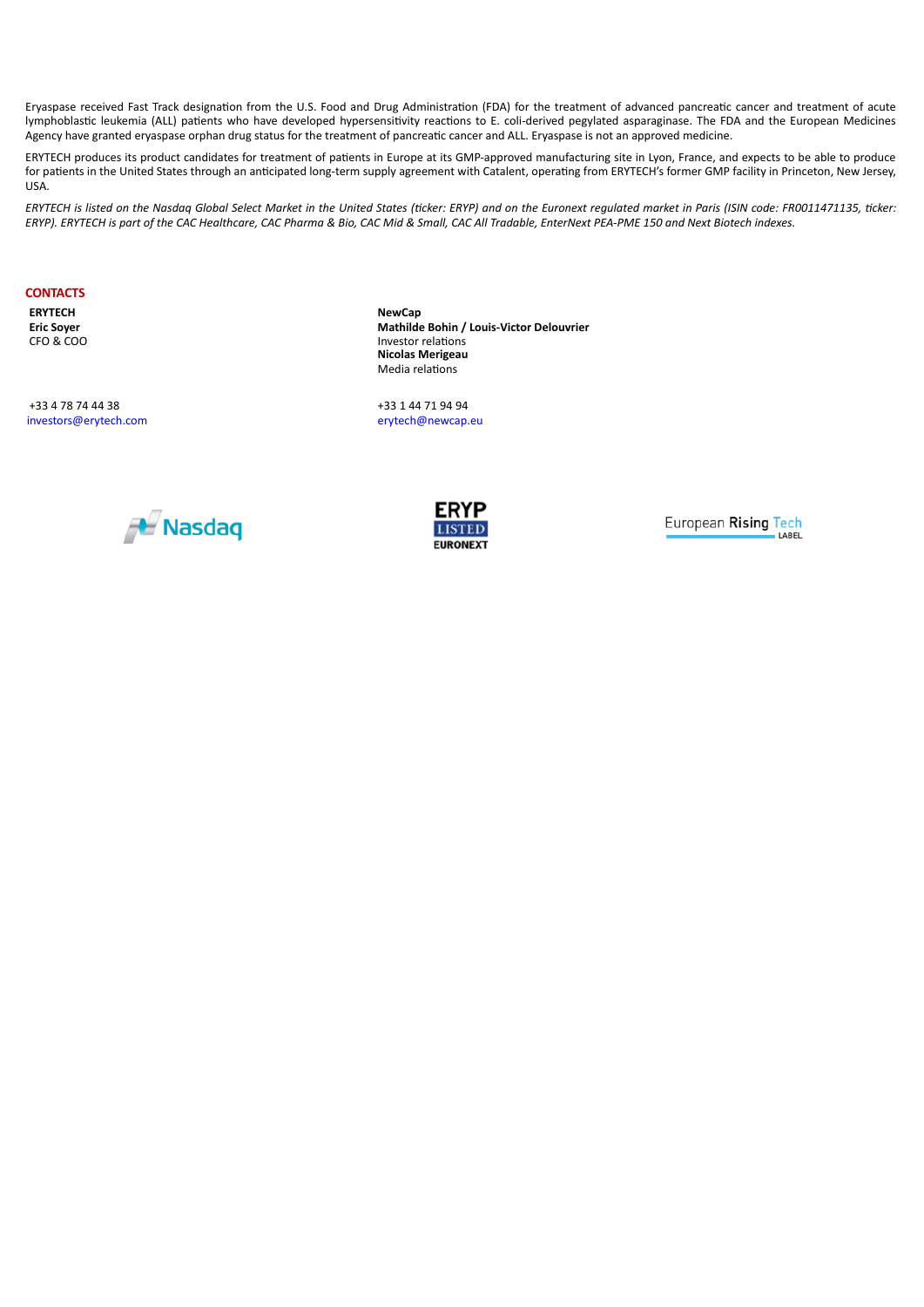Eryaspase received Fast Track designation from the U.S. Food and Drug Administration (FDA) for the treatment of advanced pancreatic cancer and treatment of acute lymphoblastic leukemia (ALL) patients who have developed hypersensitivity reactions to E. coli-derived pegylated asparaginase. The FDA and the European Medicines Agency have granted eryaspase orphan drug status for the treatment of pancreatic cancer and ALL. Eryaspase is not an approved medicine.

ERYTECH produces its product candidates for treatment of patients in Europe at its GMP-approved manufacturing site in Lyon, France, and expects to be able to produce for patients in the United States through an anticipated long-term supply agreement with Catalent, operating from ERYTECH's former GMP facility in Princeton, New Jersey, USA.

*ERYTECH is listed on the Nasdaq Global Select Market in the United States (ticker: ERYP) and on the Euronext regulated market in Paris (ISIN code: FR0011471135, ticker: ERYP). ERYTECH is part of the CAC Healthcare, CAC Pharma & Bio, CAC Mid & Small, CAC All Tradable, EnterNext PEA-PME 150 and Next Biotech indexes.*

## CONTACTS

**ERYTECH**
**Eric Soyer**
CFO & COO

+33 4 78 74 44 38
investors@erytech.com

**NewCap**
**Mathilde Bohin / Louis-Victor Delouvrier**
Investor relations
**Nicolas Merigeau**
Media relations

+33 1 44 71 94 94
erytech@newcap.eu

Nasdaq

ERYP LISTED EURONEXT

European Rising Tech LABEL